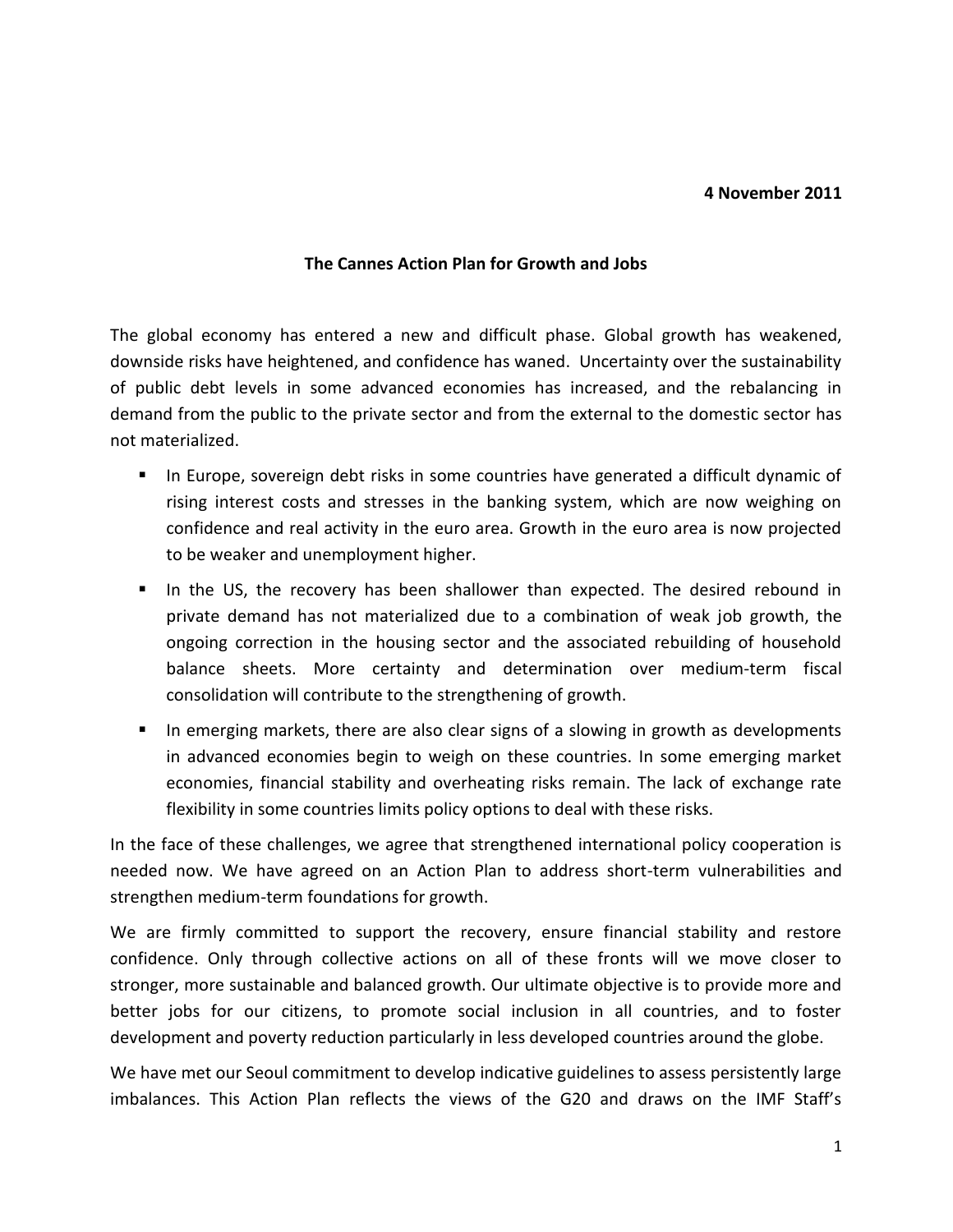**4 November 2011**

# The Cannes Action Plan for Growth and Jobs

The global economy has entered a new and difficult phase. Global growth has weakened, downside risks have heightened, and confidence has waned. Uncertainty over the sustainability of public debt levels in some advanced economies has increased, and the rebalancing in demand from the public to the private sector and from the external to the domestic sector has not materialized.

- In Europe, sovereign debt risks in some countries have generated a difficult dynamic of rising interest costs and stresses in the banking system, which are now weighing on confidence and real activity in the euro area. Growth in the euro area is now projected to be weaker and unemployment higher.
- In the US, the recovery has been shallower than expected. The desired rebound in private demand has not materialized due to a combination of weak job growth, the ongoing correction in the housing sector and the associated rebuilding of household balance sheets. More certainty and determination over medium-term fiscal consolidation will contribute to the strengthening of growth.
- In emerging markets, there are also clear signs of a slowing in growth as developments in advanced economies begin to weigh on these countries. In some emerging market economies, financial stability and overheating risks remain. The lack of exchange rate flexibility in some countries limits policy options to deal with these risks.

In the face of these challenges, we agree that strengthened international policy cooperation is needed now. We have agreed on an Action Plan to address short-term vulnerabilities and strengthen medium-term foundations for growth.

We are firmly committed to support the recovery, ensure financial stability and restore confidence. Only through collective actions on all of these fronts will we move closer to stronger, more sustainable and balanced growth. Our ultimate objective is to provide more and better jobs for our citizens, to promote social inclusion in all countries, and to foster development and poverty reduction particularly in less developed countries around the globe.

We have met our Seoul commitment to develop indicative guidelines to assess persistently large imbalances. This Action Plan reflects the views of the G20 and draws on the IMF Staff's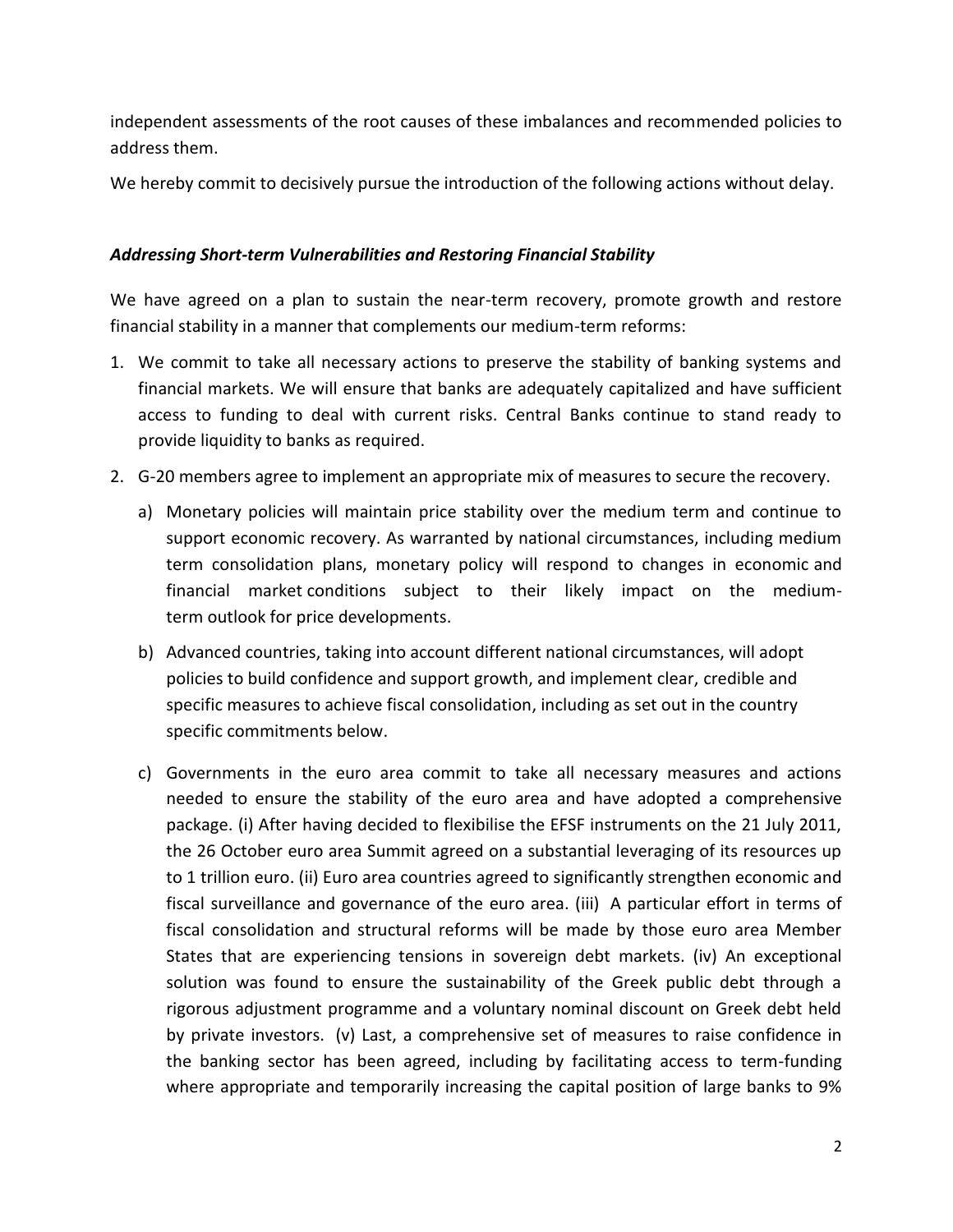independent assessments of the root causes of these imbalances and recommended policies to address them.

We hereby commit to decisively pursue the introduction of the following actions without delay.

### *Addressing Short-term Vulnerabilities and Restoring Financial Stability*

We have agreed on a plan to sustain the near-term recovery, promote growth and restore financial stability in a manner that complements our medium-term reforms:

1. We commit to take all necessary actions to preserve the stability of banking systems and financial markets. We will ensure that banks are adequately capitalized and have sufficient access to funding to deal with current risks. Central Banks continue to stand ready to provide liquidity to banks as required.

2. G-20 members agree to implement an appropriate mix of measures to secure the recovery.

   a) Monetary policies will maintain price stability over the medium term and continue to support economic recovery. As warranted by national circumstances, including medium term consolidation plans, monetary policy will respond to changes in economic and financial market conditions subject to their likely impact on the medium-term outlook for price developments.

   b) Advanced countries, taking into account different national circumstances, will adopt policies to build confidence and support growth, and implement clear, credible and specific measures to achieve fiscal consolidation, including as set out in the country specific commitments below.

   c) Governments in the euro area commit to take all necessary measures and actions needed to ensure the stability of the euro area and have adopted a comprehensive package. (i) After having decided to flexibilise the EFSF instruments on the 21 July 2011, the 26 October euro area Summit agreed on a substantial leveraging of its resources up to 1 trillion euro. (ii) Euro area countries agreed to significantly strengthen economic and fiscal surveillance and governance of the euro area. (iii) A particular effort in terms of fiscal consolidation and structural reforms will be made by those euro area Member States that are experiencing tensions in sovereign debt markets. (iv) An exceptional solution was found to ensure the sustainability of the Greek public debt through a rigorous adjustment programme and a voluntary nominal discount on Greek debt held by private investors. (v) Last, a comprehensive set of measures to raise confidence in the banking sector has been agreed, including by facilitating access to term-funding where appropriate and temporarily increasing the capital position of large banks to 9%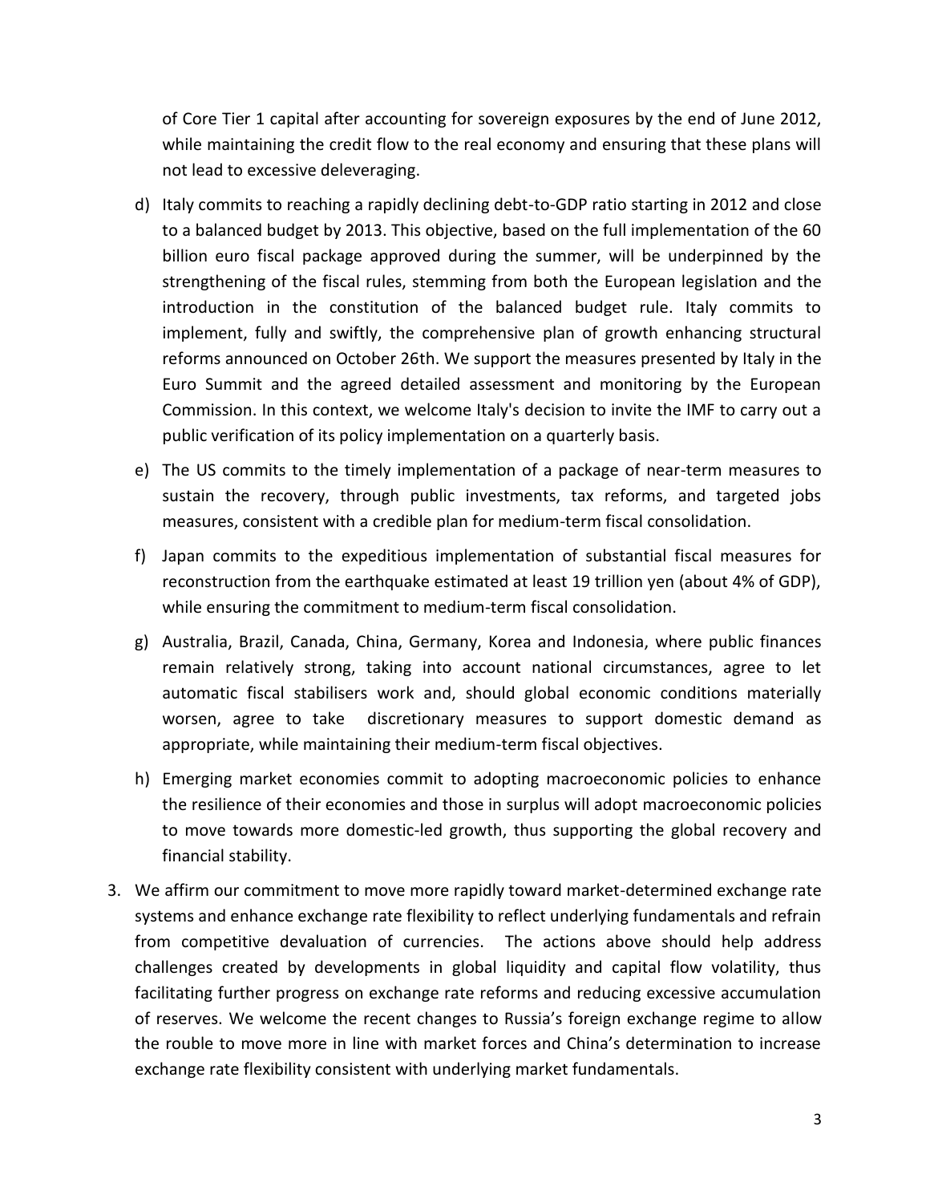of Core Tier 1 capital after accounting for sovereign exposures by the end of June 2012, while maintaining the credit flow to the real economy and ensuring that these plans will not lead to excessive deleveraging.

d) Italy commits to reaching a rapidly declining debt-to-GDP ratio starting in 2012 and close to a balanced budget by 2013. This objective, based on the full implementation of the 60 billion euro fiscal package approved during the summer, will be underpinned by the strengthening of the fiscal rules, stemming from both the European legislation and the introduction in the constitution of the balanced budget rule. Italy commits to implement, fully and swiftly, the comprehensive plan of growth enhancing structural reforms announced on October 26th. We support the measures presented by Italy in the Euro Summit and the agreed detailed assessment and monitoring by the European Commission. In this context, we welcome Italy's decision to invite the IMF to carry out a public verification of its policy implementation on a quarterly basis.

e) The US commits to the timely implementation of a package of near-term measures to sustain the recovery, through public investments, tax reforms, and targeted jobs measures, consistent with a credible plan for medium-term fiscal consolidation.

f) Japan commits to the expeditious implementation of substantial fiscal measures for reconstruction from the earthquake estimated at least 19 trillion yen (about 4% of GDP), while ensuring the commitment to medium-term fiscal consolidation.

g) Australia, Brazil, Canada, China, Germany, Korea and Indonesia, where public finances remain relatively strong, taking into account national circumstances, agree to let automatic fiscal stabilisers work and, should global economic conditions materially worsen, agree to take discretionary measures to support domestic demand as appropriate, while maintaining their medium-term fiscal objectives.

h) Emerging market economies commit to adopting macroeconomic policies to enhance the resilience of their economies and those in surplus will adopt macroeconomic policies to move towards more domestic-led growth, thus supporting the global recovery and financial stability.

3. We affirm our commitment to move more rapidly toward market-determined exchange rate systems and enhance exchange rate flexibility to reflect underlying fundamentals and refrain from competitive devaluation of currencies. The actions above should help address challenges created by developments in global liquidity and capital flow volatility, thus facilitating further progress on exchange rate reforms and reducing excessive accumulation of reserves. We welcome the recent changes to Russia's foreign exchange regime to allow the rouble to move more in line with market forces and China's determination to increase exchange rate flexibility consistent with underlying market fundamentals.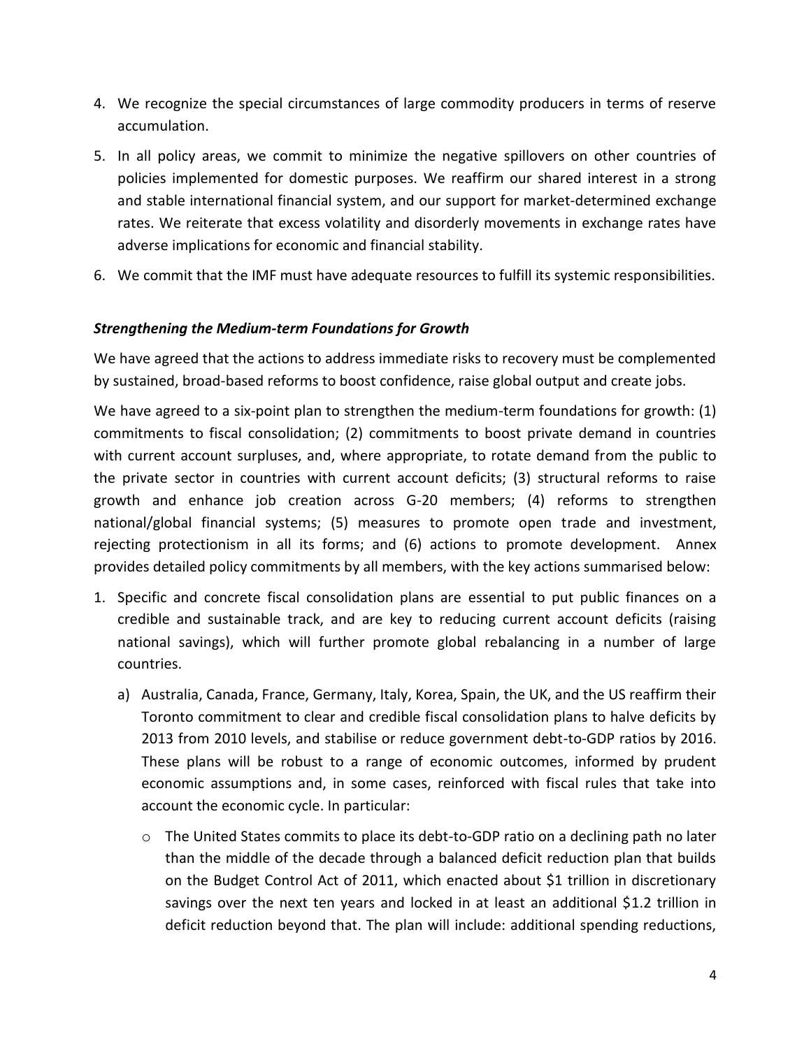4. We recognize the special circumstances of large commodity producers in terms of reserve accumulation.
5. In all policy areas, we commit to minimize the negative spillovers on other countries of policies implemented for domestic purposes. We reaffirm our shared interest in a strong and stable international financial system, and our support for market-determined exchange rates. We reiterate that excess volatility and disorderly movements in exchange rates have adverse implications for economic and financial stability.
6. We commit that the IMF must have adequate resources to fulfill its systemic responsibilities.

***Strengthening the Medium-term Foundations for Growth***

We have agreed that the actions to address immediate risks to recovery must be complemented by sustained, broad-based reforms to boost confidence, raise global output and create jobs.

We have agreed to a six-point plan to strengthen the medium-term foundations for growth: (1) commitments to fiscal consolidation; (2) commitments to boost private demand in countries with current account surpluses, and, where appropriate, to rotate demand from the public to the private sector in countries with current account deficits; (3) structural reforms to raise growth and enhance job creation across G-20 members; (4) reforms to strengthen national/global financial systems; (5) measures to promote open trade and investment, rejecting protectionism in all its forms; and (6) actions to promote development. Annex provides detailed policy commitments by all members, with the key actions summarised below:

1. Specific and concrete fiscal consolidation plans are essential to put public finances on a credible and sustainable track, and are key to reducing current account deficits (raising national savings), which will further promote global rebalancing in a number of large countries.
   a) Australia, Canada, France, Germany, Italy, Korea, Spain, the UK, and the US reaffirm their Toronto commitment to clear and credible fiscal consolidation plans to halve deficits by 2013 from 2010 levels, and stabilise or reduce government debt-to-GDP ratios by 2016. These plans will be robust to a range of economic outcomes, informed by prudent economic assumptions and, in some cases, reinforced with fiscal rules that take into account the economic cycle. In particular:
      - The United States commits to place its debt-to-GDP ratio on a declining path no later than the middle of the decade through a balanced deficit reduction plan that builds on the Budget Control Act of 2011, which enacted about $1 trillion in discretionary savings over the next ten years and locked in at least an additional $1.2 trillion in deficit reduction beyond that. The plan will include: additional spending reductions,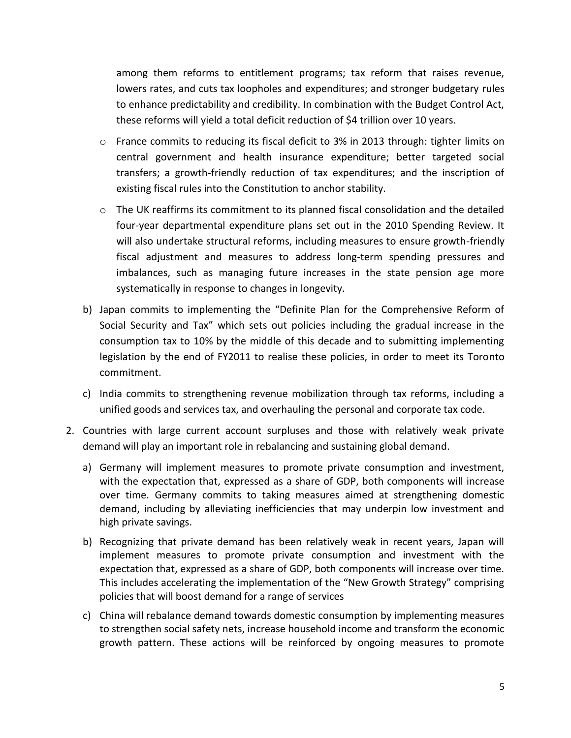among them reforms to entitlement programs; tax reform that raises revenue, lowers rates, and cuts tax loopholes and expenditures; and stronger budgetary rules to enhance predictability and credibility. In combination with the Budget Control Act, these reforms will yield a total deficit reduction of $4 trillion over 10 years.

   - France commits to reducing its fiscal deficit to 3% in 2013 through: tighter limits on central government and health insurance expenditure; better targeted social transfers; a growth-friendly reduction of tax expenditures; and the inscription of existing fiscal rules into the Constitution to anchor stability.
   - The UK reaffirms its commitment to its planned fiscal consolidation and the detailed four-year departmental expenditure plans set out in the 2010 Spending Review. It will also undertake structural reforms, including measures to ensure growth-friendly fiscal adjustment and measures to address long-term spending pressures and imbalances, such as managing future increases in the state pension age more systematically in response to changes in longevity.

   b) Japan commits to implementing the "Definite Plan for the Comprehensive Reform of Social Security and Tax" which sets out policies including the gradual increase in the consumption tax to 10% by the middle of this decade and to submitting implementing legislation by the end of FY2011 to realise these policies, in order to meet its Toronto commitment.

   c) India commits to strengthening revenue mobilization through tax reforms, including a unified goods and services tax, and overhauling the personal and corporate tax code.

2. Countries with large current account surpluses and those with relatively weak private demand will play an important role in rebalancing and sustaining global demand.

   a) Germany will implement measures to promote private consumption and investment, with the expectation that, expressed as a share of GDP, both components will increase over time. Germany commits to taking measures aimed at strengthening domestic demand, including by alleviating inefficiencies that may underpin low investment and high private savings.

   b) Recognizing that private demand has been relatively weak in recent years, Japan will implement measures to promote private consumption and investment with the expectation that, expressed as a share of GDP, both components will increase over time. This includes accelerating the implementation of the "New Growth Strategy" comprising policies that will boost demand for a range of services

   c) China will rebalance demand towards domestic consumption by implementing measures to strengthen social safety nets, increase household income and transform the economic growth pattern. These actions will be reinforced by ongoing measures to promote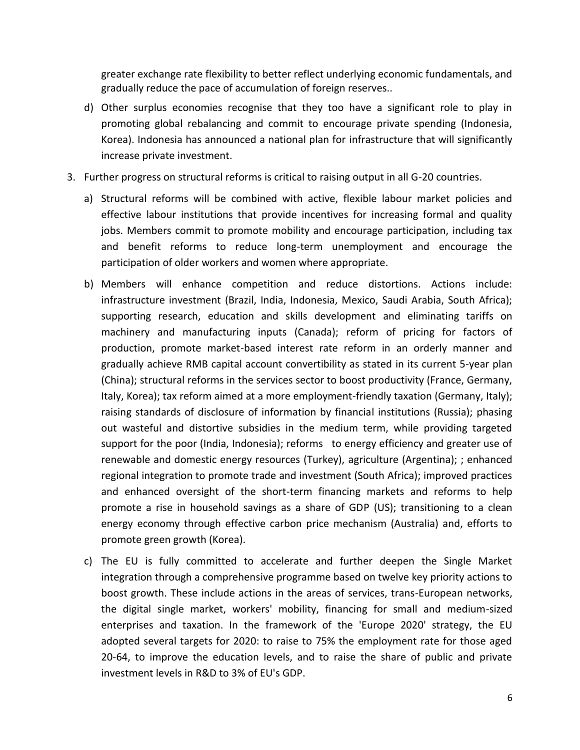greater exchange rate flexibility to better reflect underlying economic fundamentals, and gradually reduce the pace of accumulation of foreign reserves..

d) Other surplus economies recognise that they too have a significant role to play in promoting global rebalancing and commit to encourage private spending (Indonesia, Korea). Indonesia has announced a national plan for infrastructure that will significantly increase private investment.

3. Further progress on structural reforms is critical to raising output in all G-20 countries.

   a) Structural reforms will be combined with active, flexible labour market policies and effective labour institutions that provide incentives for increasing formal and quality jobs. Members commit to promote mobility and encourage participation, including tax and benefit reforms to reduce long-term unemployment and encourage the participation of older workers and women where appropriate.

   b) Members will enhance competition and reduce distortions. Actions include: infrastructure investment (Brazil, India, Indonesia, Mexico, Saudi Arabia, South Africa); supporting research, education and skills development and eliminating tariffs on machinery and manufacturing inputs (Canada); reform of pricing for factors of production, promote market-based interest rate reform in an orderly manner and gradually achieve RMB capital account convertibility as stated in its current 5-year plan (China); structural reforms in the services sector to boost productivity (France, Germany, Italy, Korea); tax reform aimed at a more employment-friendly taxation (Germany, Italy); raising standards of disclosure of information by financial institutions (Russia); phasing out wasteful and distortive subsidies in the medium term, while providing targeted support for the poor (India, Indonesia); reforms to energy efficiency and greater use of renewable and domestic energy resources (Turkey), agriculture (Argentina); ; enhanced regional integration to promote trade and investment (South Africa); improved practices and enhanced oversight of the short-term financing markets and reforms to help promote a rise in household savings as a share of GDP (US); transitioning to a clean energy economy through effective carbon price mechanism (Australia) and, efforts to promote green growth (Korea).

   c) The EU is fully committed to accelerate and further deepen the Single Market integration through a comprehensive programme based on twelve key priority actions to boost growth. These include actions in the areas of services, trans-European networks, the digital single market, workers' mobility, financing for small and medium-sized enterprises and taxation. In the framework of the 'Europe 2020' strategy, the EU adopted several targets for 2020: to raise to 75% the employment rate for those aged 20-64, to improve the education levels, and to raise the share of public and private investment levels in R&D to 3% of EU's GDP.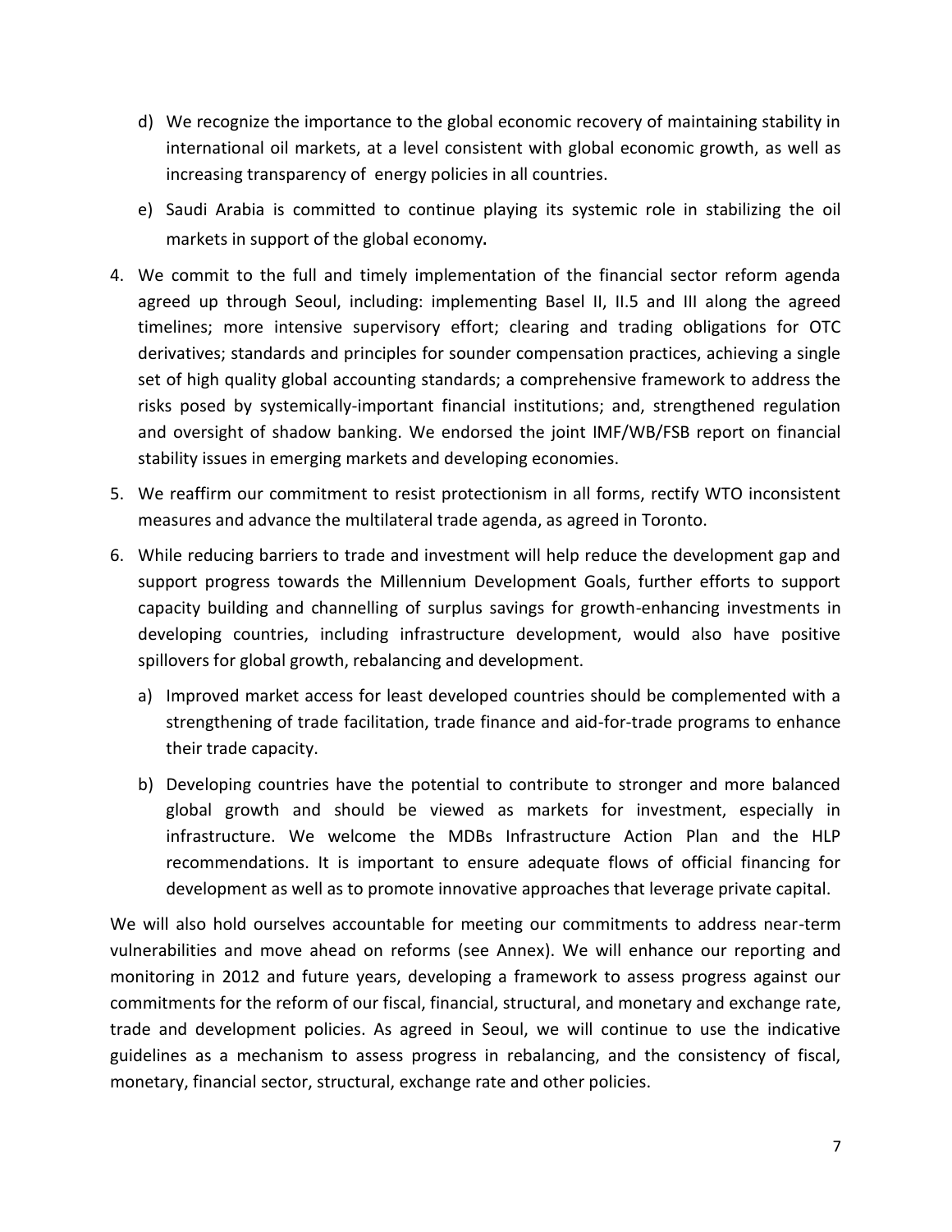d) We recognize the importance to the global economic recovery of maintaining stability in international oil markets, at a level consistent with global economic growth, as well as increasing transparency of energy policies in all countries.

e) Saudi Arabia is committed to continue playing its systemic role in stabilizing the oil markets in support of the global economy**.**

4. We commit to the full and timely implementation of the financial sector reform agenda agreed up through Seoul, including: implementing Basel II, II.5 and III along the agreed timelines; more intensive supervisory effort; clearing and trading obligations for OTC derivatives; standards and principles for sounder compensation practices, achieving a single set of high quality global accounting standards; a comprehensive framework to address the risks posed by systemically-important financial institutions; and, strengthened regulation and oversight of shadow banking. We endorsed the joint IMF/WB/FSB report on financial stability issues in emerging markets and developing economies.

5. We reaffirm our commitment to resist protectionism in all forms, rectify WTO inconsistent measures and advance the multilateral trade agenda, as agreed in Toronto.

6. While reducing barriers to trade and investment will help reduce the development gap and support progress towards the Millennium Development Goals, further efforts to support capacity building and channelling of surplus savings for growth-enhancing investments in developing countries, including infrastructure development, would also have positive spillovers for global growth, rebalancing and development.

   a) Improved market access for least developed countries should be complemented with a strengthening of trade facilitation, trade finance and aid-for-trade programs to enhance their trade capacity.

   b) Developing countries have the potential to contribute to stronger and more balanced global growth and should be viewed as markets for investment, especially in infrastructure. We welcome the MDBs Infrastructure Action Plan and the HLP recommendations. It is important to ensure adequate flows of official financing for development as well as to promote innovative approaches that leverage private capital.

We will also hold ourselves accountable for meeting our commitments to address near-term vulnerabilities and move ahead on reforms (see Annex). We will enhance our reporting and monitoring in 2012 and future years, developing a framework to assess progress against our commitments for the reform of our fiscal, financial, structural, and monetary and exchange rate, trade and development policies. As agreed in Seoul, we will continue to use the indicative guidelines as a mechanism to assess progress in rebalancing, and the consistency of fiscal, monetary, financial sector, structural, exchange rate and other policies.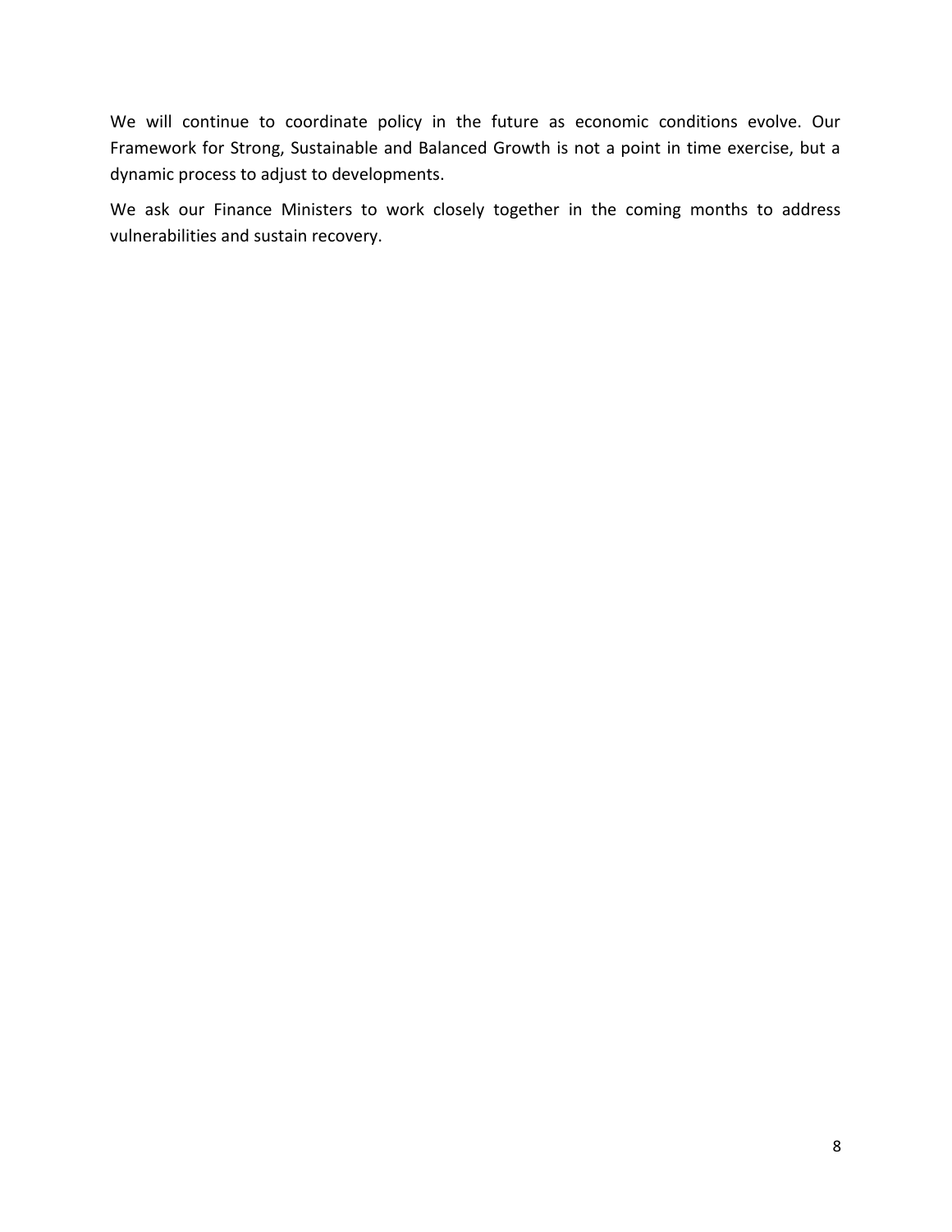We will continue to coordinate policy in the future as economic conditions evolve. Our Framework for Strong, Sustainable and Balanced Growth is not a point in time exercise, but a dynamic process to adjust to developments.

We ask our Finance Ministers to work closely together in the coming months to address vulnerabilities and sustain recovery.